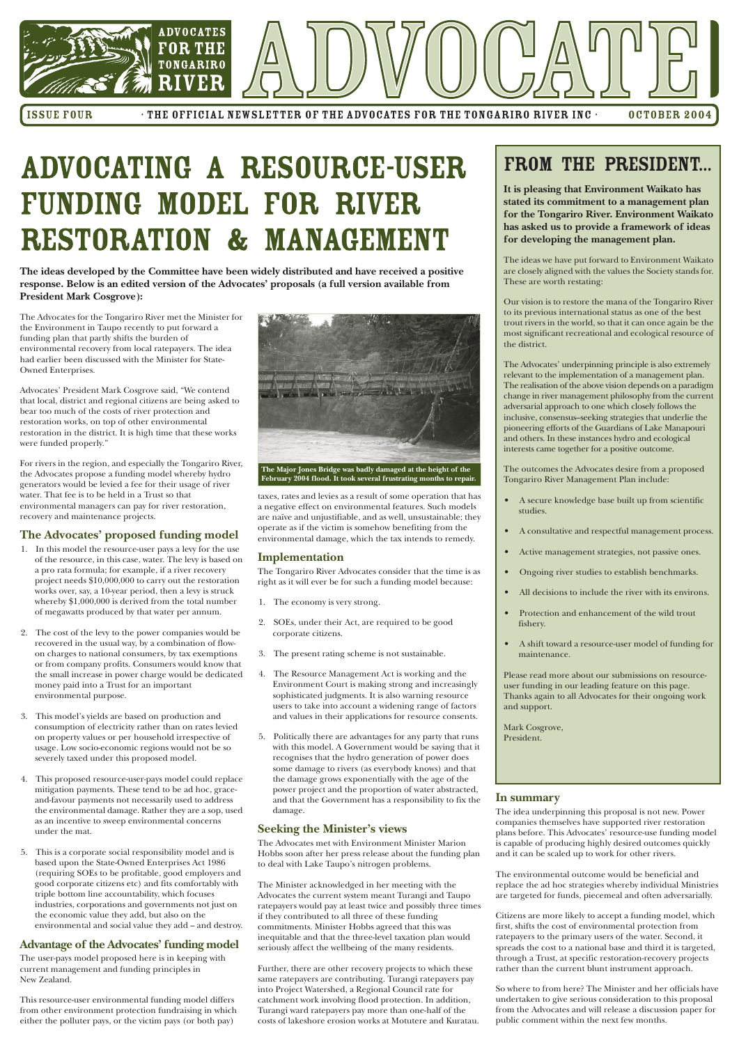# ADVOCATE

ISSUE FOUR · THE OFFICIAL NEWSLETTER OF THE ADVOCATES FOR THE TONGARIRO RIVER INC · OCTOBER 2004

# ADVOCATING A RESOURCE-USER FUNDING MODEL FOR RIVER RESTORATION & MANAGEMENT

**The ideas developed by the Committee have been widely distributed and have received a positive response. Below is an edited version of the Advocates' proposals (a full version available from President Mark Cosgrove):**

The Advocates for the Tongariro River met the Minister for the Environment in Taupo recently to put forward a funding plan that partly shifts the burden of environmental recovery from local ratepayers. The idea had earlier been discussed with the Minister for State-Owned Enterprises.

Advocates' President Mark Cosgrove said, "We contend that local, district and regional citizens are being asked to bear too much of the costs of river protection and restoration works, on top of other environmental restoration in the district. It is high time that these works were funded properly."

For rivers in the region, and especially the Tongariro River, the Advocates propose a funding model whereby hydro generators would be levied a fee for their usage of river water. That fee is to be held in a Trust so that environmental managers can pay for river restoration, recovery and maintenance projects.

## The Advocates' proposed funding model

1. In this model the resource-user pays a levy for the use of the resource, in this case, water. The levy is based on a pro rata formula; for example, if a river recovery project needs $10,000,000 to carry out the restoration works over, say, a 10-year period, then a levy is struck whereby $1,000,000 is derived from the total number of megawatts produced by that water per annum.

2. The cost of the levy to the power companies would be recovered in the usual way, by a combination of flow-on charges to national consumers, by tax exemptions or from company profits. Consumers would know that the small increase in power charge would be dedicated money paid into a Trust for an important environmental purpose.

3. This model's yields are based on production and consumption of electricity rather than on rates levied on property values or per household irrespective of usage. Low socio-economic regions would not be so severely taxed under this proposed model.

4. This proposed resource-user-pays model could replace mitigation payments. These tend to be ad hoc, grace-and-favour payments not necessarily used to address the environmental damage. Rather they are a sop, used as an incentive to sweep environmental concerns under the mat.

5. This is a corporate social responsibility model and is based upon the State-Owned Enterprises Act 1986 (requiring SOEs to be profitable, good employers and good corporate citizens etc) and fits comfortably with triple bottom line accountability, which focuses industries, corporations and governments not just on the economic value they add, but also on the environmental and social value they add – and destroy.

## Advantage of the Advocates' funding model

The user-pays model proposed here is in keeping with current management and funding principles in New Zealand.

This resource-user environmental funding model differs from other environment protection fundraising in which either the polluter pays, or the victim pays (or both pay) taxes, rates and levies as a result of some operation that has a negative effect on environmental features. Such models are naïve and unjustifiable, and as well, unsustainable; they operate as if the victim is somehow benefiting from the environmental damage, which the tax intends to remedy.

**The Major Jones Bridge was badly damaged at the height of the February 2004 flood. It took several frustrating months to repair.**

## Implementation

The Tongariro River Advocates consider that the time is as right as it will ever be for such a funding model because:

1. The economy is very strong.

2. SOEs, under their Act, are required to be good corporate citizens.

3. The present rating scheme is not sustainable.

4. The Resource Management Act is working and the Environment Court is making strong and increasingly sophisticated judgments. It is also warning resource users to take into account a widening range of factors and values in their applications for resource consents.

5. Politically there are advantages for any party that runs with this model. A Government would be saying that it recognises that the hydro generation of power does some damage to rivers (as everybody knows) and that the damage grows exponentially with the age of the power project and the proportion of water abstracted, and that the Government has a responsibility to fix the damage.

## Seeking the Minister's views

The Advocates met with Environment Minister Marion Hobbs soon after her press release about the funding plan to deal with Lake Taupo's nitrogen problems.

The Minister acknowledged in her meeting with the Advocates the current system meant Turangi and Taupo ratepayers would pay at least twice and possibly three times if they contributed to all three of these funding commitments. Minister Hobbs agreed that this was inequitable and that the three-level taxation plan would seriously affect the wellbeing of the many residents.

Further, there are other recovery projects to which these same ratepayers are contributing. Turangi ratepayers pay into Project Watershed, a Regional Council rate for catchment work involving flood protection. In addition, Turangi ward ratepayers pay more than one-half of the costs of lakeshore erosion works at Motutere and Kuratau.

## In summary

The idea underpinning this proposal is not new. Power companies themselves have supported river restoration plans before. This Advocates' resource-use funding model is capable of producing highly desired outcomes quickly and it can be scaled up to work for other rivers.

The environmental outcome would be beneficial and replace the ad hoc strategies whereby individual Ministries are targeted for funds, piecemeal and often adversarially.

Citizens are more likely to accept a funding model, which first, shifts the cost of environmental protection from ratepayers to the primary users of the water. Second, it spreads the cost to a national base and third it is targeted, through a Trust, at specific restoration-recovery projects rather than the current blunt instrument approach.

So where to from here? The Minister and her officials have undertaken to give serious consideration to this proposal from the Advocates and will release a discussion paper for public comment within the next few months.

# FROM THE PRESIDENT...

**It is pleasing that Environment Waikato has stated its commitment to a management plan for the Tongariro River. Environment Waikato has asked us to provide a framework of ideas for developing the management plan.**

The ideas we have put forward to Environment Waikato are closely aligned with the values the Society stands for. These are worth restating:

Our vision is to restore the mana of the Tongariro River to its previous international status as one of the best trout rivers in the world, so that it can once again be the most significant recreational and ecological resource of the district.

The Advocates' underpinning principle is also extremely relevant to the implementation of a management plan. The realisation of the above vision depends on a paradigm change in river management philosophy from the current adversarial approach to one which closely follows the inclusive, consensus–seeking strategies that underlie the pioneering efforts of the Guardians of Lake Manapouri and others. In these instances hydro and ecological interests came together for a positive outcome.

The outcomes the Advocates desire from a proposed Tongariro River Management Plan include:

- A secure knowledge base built up from scientific studies.
- A consultative and respectful management process.
- Active management strategies, not passive ones.
- Ongoing river studies to establish benchmarks.
- All decisions to include the river with its environs.
- Protection and enhancement of the wild trout fishery.
- A shift toward a resource-user model of funding for maintenance.

Please read more about our submissions on resource-user funding in our leading feature on this page. Thanks again to all Advocates for their ongoing work and support.

Mark Cosgrove,
President.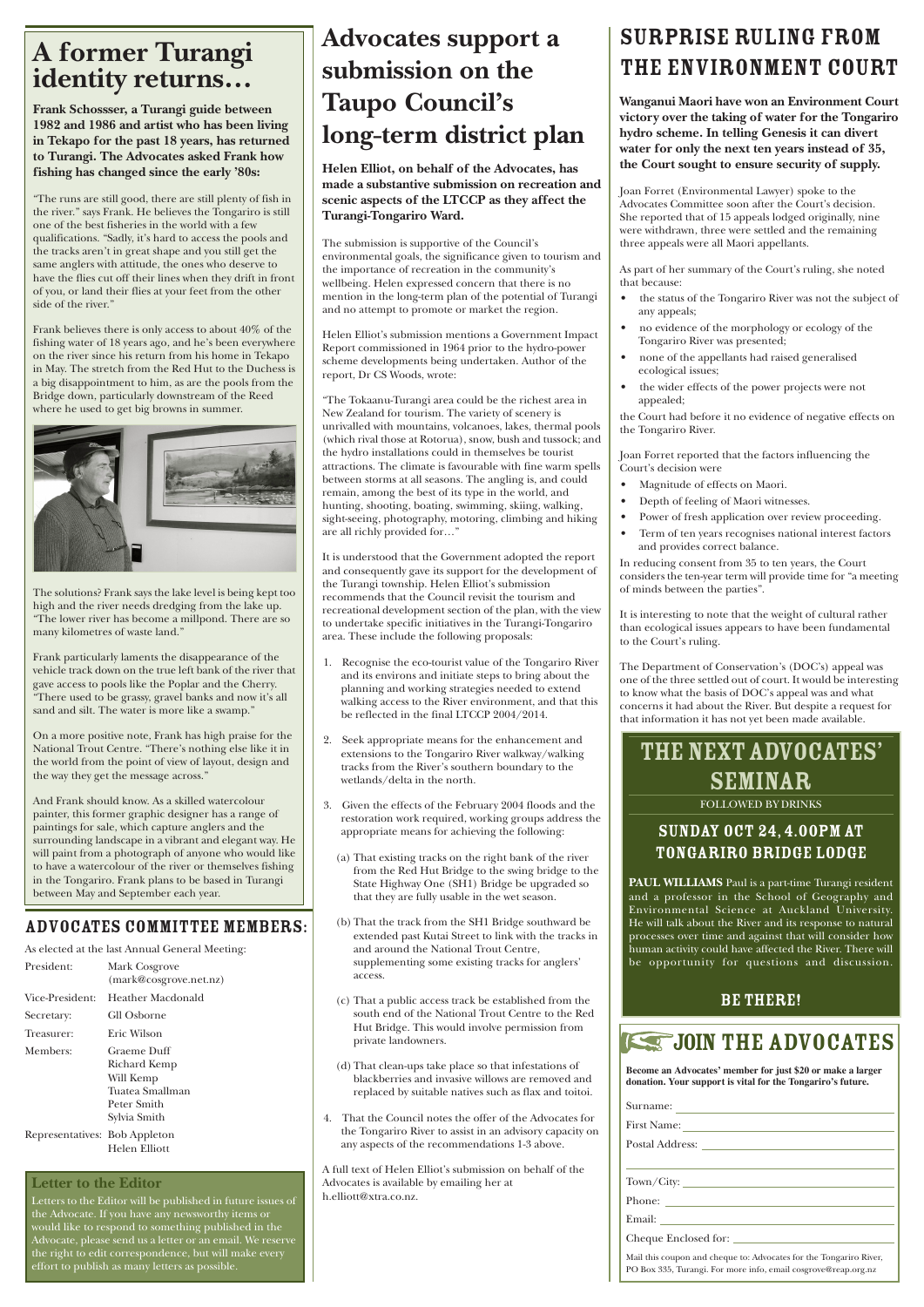# A former Turangi identity returns…

**Frank Schossser, a Turangi guide between 1982 and 1986 and artist who has been living in Tekapo for the past 18 years, has returned to Turangi. The Advocates asked Frank how fishing has changed since the early '80s:**

"The runs are still good, there are still plenty of fish in the river." says Frank. He believes the Tongariro is still one of the best fisheries in the world with a few qualifications. "Sadly, it's hard to access the pools and the tracks aren't in great shape and you still get the same anglers with attitude, the ones who deserve to have the flies cut off their lines when they drift in front of you, or land their flies at your feet from the other side of the river."

Frank believes there is only access to about 40% of the fishing water of 18 years ago, and he's been everywhere on the river since his return from his home in Tekapo in May. The stretch from the Red Hut to the Duchess is a big disappointment to him, as are the pools from the Bridge down, particularly downstream of the Reed where he used to get big browns in summer.

The solutions? Frank says the lake level is being kept too high and the river needs dredging from the lake up. "The lower river has become a millpond. There are so many kilometres of waste land."

Frank particularly laments the disappearance of the vehicle track down on the true left bank of the river that gave access to pools like the Poplar and the Cherry. "There used to be grassy, gravel banks and now it's all sand and silt. The water is more like a swamp."

On a more positive note, Frank has high praise for the National Trout Centre. "There's nothing else like it in the world from the point of view of layout, design and the way they get the message across."

And Frank should know. As a skilled watercolour painter, this former graphic designer has a range of paintings for sale, which capture anglers and the surrounding landscape in a vibrant and elegant way. He will paint from a photograph of anyone who would like to have a watercolour of the river or themselves fishing in the Tongariro. Frank plans to be based in Turangi between May and September each year.

## ADVOCATES COMMITTEE MEMBERS:

As elected at the last Annual General Meeting:

| | |
|---|---|
| President: | Mark Cosgrove (mark@cosgrove.net.nz) |
| Vice-President: | Heather Macdonald |
| Secretary: | Gll Osborne |
| Treasurer: | Eric Wilson |
| Members: | Graeme Duff<br>Richard Kemp<br>Will Kemp<br>Tuatea Smallman<br>Peter Smith<br>Sylvia Smith |
| Representatives: | Bob Appleton<br>Helen Elliott |

### Letter to the Editor

Letters to the Editor will be published in future issues of the Advocate. If you have any newsworthy items or would like to respond to something published in the Advocate, please send us a letter or an email. We reserve the right to edit correspondence, but will make every effort to publish as many letters as possible.

# Advocates support a submission on the Taupo Council's long-term district plan

**Helen Elliot, on behalf of the Advocates, has made a substantive submission on recreation and scenic aspects of the LTCCP as they affect the Turangi-Tongariro Ward.**

The submission is supportive of the Council's environmental goals, the significance given to tourism and the importance of recreation in the community's wellbeing. Helen expressed concern that there is no mention in the long-term plan of the potential of Turangi and no attempt to promote or market the region.

Helen Elliot's submission mentions a Government Impact Report commissioned in 1964 prior to the hydro-power scheme developments being undertaken. Author of the report, Dr CS Woods, wrote:

"The Tokaanu-Turangi area could be the richest area in New Zealand for tourism. The variety of scenery is unrivalled with mountains, volcanoes, lakes, thermal pools (which rival those at Rotorua), snow, bush and tussock; and the hydro installations could in themselves be tourist attractions. The climate is favourable with fine warm spells between storms at all seasons. The angling is, and could remain, among the best of its type in the world, and hunting, shooting, boating, swimming, skiing, walking, sight-seeing, photography, motoring, climbing and hiking are all richly provided for…"

It is understood that the Government adopted the report and consequently gave its support for the development of the Turangi township. Helen Elliot's submission recommends that the Council revisit the tourism and recreational development section of the plan, with the view to undertake specific initiatives in the Turangi-Tongariro area. These include the following proposals:

1. Recognise the eco-tourist value of the Tongariro River and its environs and initiate steps to bring about the planning and working strategies needed to extend walking access to the River environment, and that this be reflected in the final LTCCP 2004/2014.

2. Seek appropriate means for the enhancement and extensions to the Tongariro River walkway/walking tracks from the River's southern boundary to the wetlands/delta in the north.

3. Given the effects of the February 2004 floods and the restoration work required, working groups address the appropriate means for achieving the following:

   (a) That existing tracks on the right bank of the river from the Red Hut Bridge to the swing bridge to the State Highway One (SH1) Bridge be upgraded so that they are fully usable in the wet season.

   (b) That the track from the SH1 Bridge southward be extended past Kutai Street to link with the tracks in and around the National Trout Centre, supplementing some existing tracks for anglers' access.

   (c) That a public access track be established from the south end of the National Trout Centre to the Red Hut Bridge. This would involve permission from private landowners.

   (d) That clean-ups take place so that infestations of blackberries and invasive willows are removed and replaced by suitable natives such as flax and toitoi.

4. That the Council notes the offer of the Advocates for the Tongariro River to assist in an advisory capacity on any aspects of the recommendations 1-3 above.

A full text of Helen Elliot's submission on behalf of the Advocates is available by emailing her at h.elliott@xtra.co.nz.

# SURPRISE RULING FROM THE ENVIRONMENT COURT

**Wanganui Maori have won an Environment Court victory over the taking of water for the Tongariro hydro scheme. In telling Genesis it can divert water for only the next ten years instead of 35, the Court sought to ensure security of supply.**

Joan Forret (Environmental Lawyer) spoke to the Advocates Committee soon after the Court's decision. She reported that of 15 appeals lodged originally, nine were withdrawn, three were settled and the remaining three appeals were all Maori appellants.

As part of her summary of the Court's ruling, she noted that because:

- the status of the Tongariro River was not the subject of any appeals;
- no evidence of the morphology or ecology of the Tongariro River was presented;
- none of the appellants had raised generalised ecological issues;
- the wider effects of the power projects were not appealed;

the Court had before it no evidence of negative effects on the Tongariro River.

Joan Forret reported that the factors influencing the Court's decision were

- Magnitude of effects on Maori.
- Depth of feeling of Maori witnesses.
- Power of fresh application over review proceeding.
- Term of ten years recognises national interest factors and provides correct balance.

In reducing consent from 35 to ten years, the Court considers the ten-year term will provide time for "a meeting of minds between the parties".

It is interesting to note that the weight of cultural rather than ecological issues appears to have been fundamental to the Court's ruling.

The Department of Conservation's (DOC's) appeal was one of the three settled out of court. It would be interesting to know what the basis of DOC's appeal was and what concerns it had about the River. But despite a request for that information it has not yet been made available.

## THE NEXT ADVOCATES' SEMINAR

FOLLOWED BY DRINKS

### SUNDAY OCT 24, 4.00PM AT TONGARIRO BRIDGE LODGE

**PAUL WILLIAMS** Paul is a part-time Turangi resident and a professor in the School of Geography and Environmental Science at Auckland University. He will talk about the River and its response to natural processes over time and against that will consider how human activity could have affected the River. There will be opportunity for questions and discussion.

**BE THERE!**

## JOIN THE ADVOCATES

**Become an Advocates' member for just $20 or make a larger donation. Your support is vital for the Tongariro's future.**

Surname: ______________________

First Name: ______________________

Postal Address: ______________________

______________________

Town/City: ______________________

Phone: ______________________

Email: ______________________

Cheque Enclosed for: ______________________

Mail this coupon and cheque to: Advocates for the Tongariro River, PO Box 335, Turangi. For more info, email cosgrove@reap.org.nz